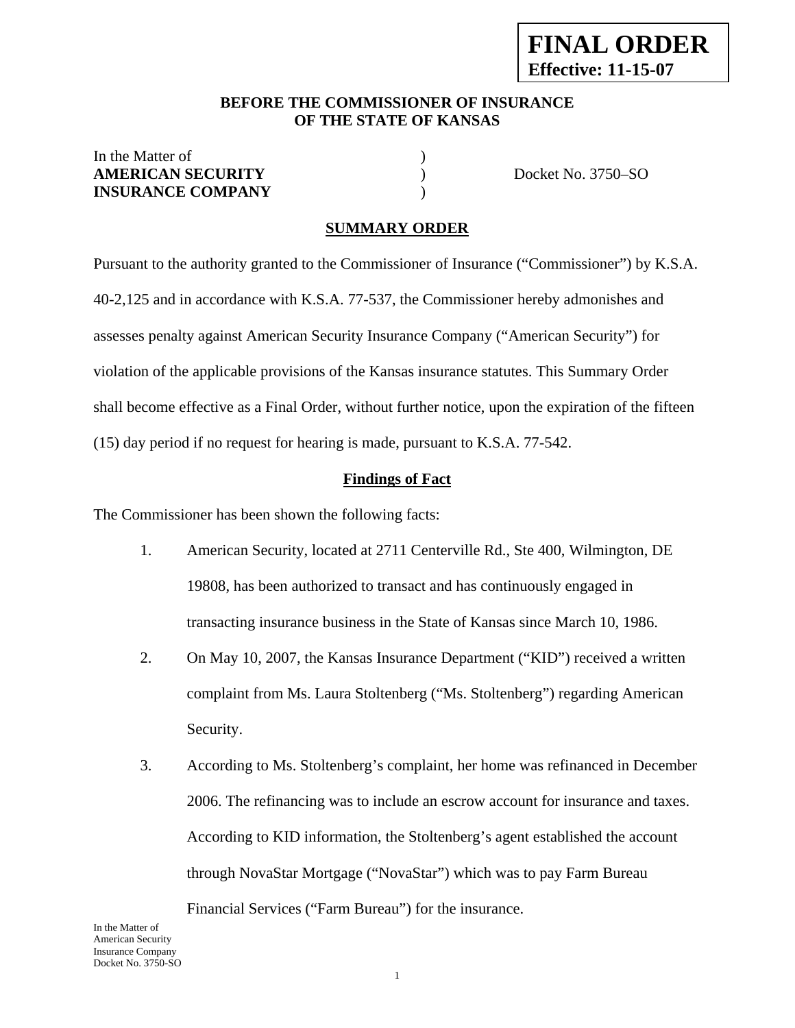**FINAL ORDER**
**Effective: 11-15-07**

**BEFORE THE COMMISSIONER OF INSURANCE**
**OF THE STATE OF KANSAS**

| | | |
|---|---|---|
| In the Matter of | ) | |
| **AMERICAN SECURITY** | ) | Docket No. 3750–SO |
| **INSURANCE COMPANY** | ) | |

## SUMMARY ORDER

Pursuant to the authority granted to the Commissioner of Insurance ("Commissioner") by K.S.A. 40-2,125 and in accordance with K.S.A. 77-537, the Commissioner hereby admonishes and assesses penalty against American Security Insurance Company ("American Security") for violation of the applicable provisions of the Kansas insurance statutes. This Summary Order shall become effective as a Final Order, without further notice, upon the expiration of the fifteen (15) day period if no request for hearing is made, pursuant to K.S.A. 77-542.

### Findings of Fact

The Commissioner has been shown the following facts:

1. American Security, located at 2711 Centerville Rd., Ste 400, Wilmington, DE 19808, has been authorized to transact and has continuously engaged in transacting insurance business in the State of Kansas since March 10, 1986.

2. On May 10, 2007, the Kansas Insurance Department ("KID") received a written complaint from Ms. Laura Stoltenberg ("Ms. Stoltenberg") regarding American Security.

3. According to Ms. Stoltenberg's complaint, her home was refinanced in December 2006. The refinancing was to include an escrow account for insurance and taxes. According to KID information, the Stoltenberg's agent established the account through NovaStar Mortgage ("NovaStar") which was to pay Farm Bureau Financial Services ("Farm Bureau") for the insurance.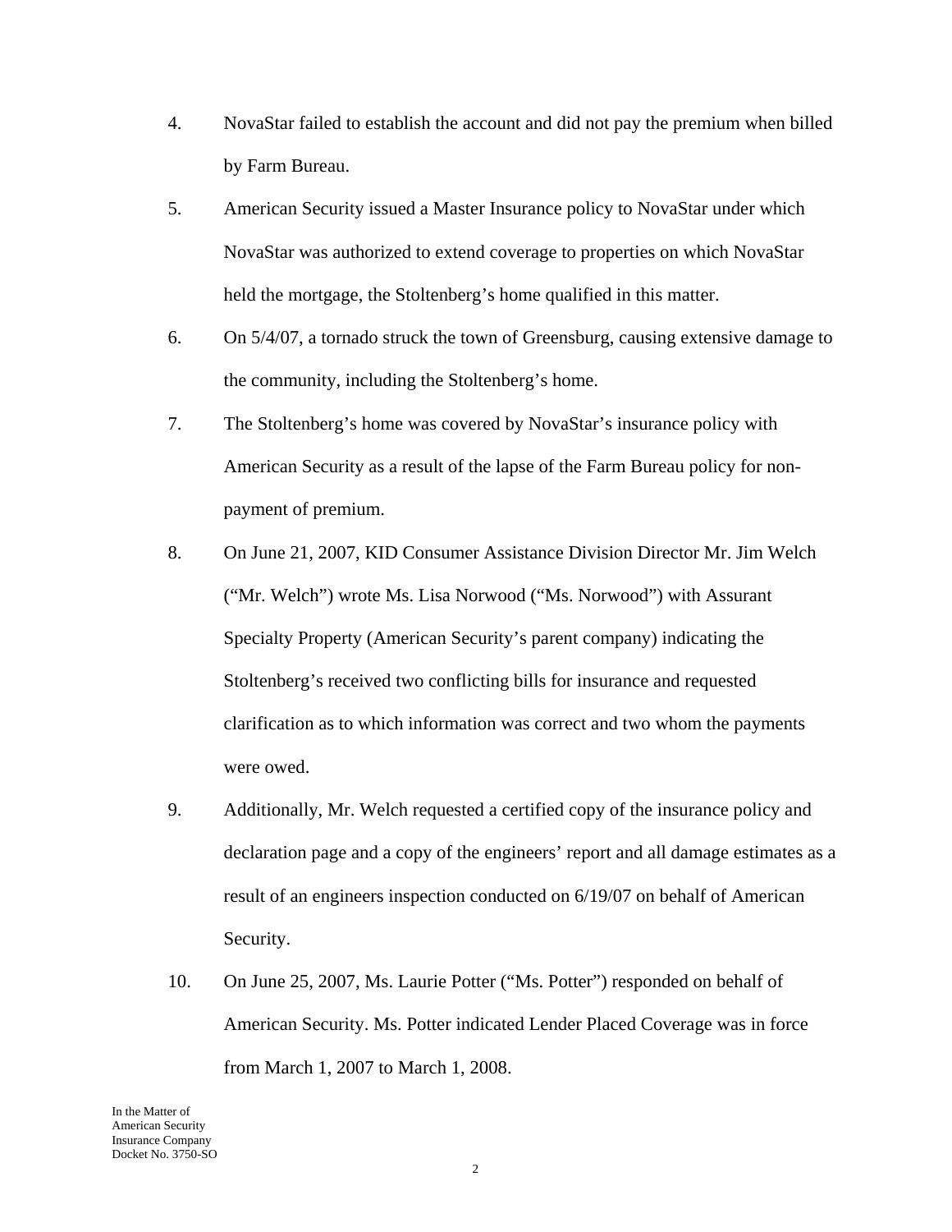4. NovaStar failed to establish the account and did not pay the premium when billed by Farm Bureau.

5. American Security issued a Master Insurance policy to NovaStar under which NovaStar was authorized to extend coverage to properties on which NovaStar held the mortgage, the Stoltenberg's home qualified in this matter.

6. On 5/4/07, a tornado struck the town of Greensburg, causing extensive damage to the community, including the Stoltenberg's home.

7. The Stoltenberg's home was covered by NovaStar's insurance policy with American Security as a result of the lapse of the Farm Bureau policy for non-payment of premium.

8. On June 21, 2007, KID Consumer Assistance Division Director Mr. Jim Welch ("Mr. Welch") wrote Ms. Lisa Norwood ("Ms. Norwood") with Assurant Specialty Property (American Security's parent company) indicating the Stoltenberg's received two conflicting bills for insurance and requested clarification as to which information was correct and two whom the payments were owed.

9. Additionally, Mr. Welch requested a certified copy of the insurance policy and declaration page and a copy of the engineers' report and all damage estimates as a result of an engineers inspection conducted on 6/19/07 on behalf of American Security.

10. On June 25, 2007, Ms. Laurie Potter ("Ms. Potter") responded on behalf of American Security. Ms. Potter indicated Lender Placed Coverage was in force from March 1, 2007 to March 1, 2008.

In the Matter of
American Security
Insurance Company
Docket No. 3750-SO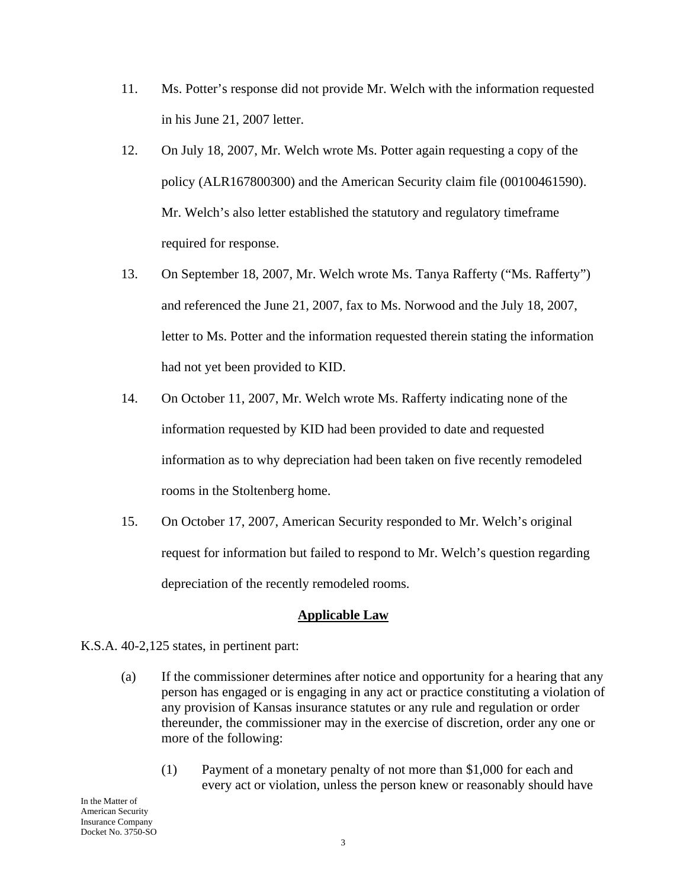11. Ms. Potter's response did not provide Mr. Welch with the information requested in his June 21, 2007 letter.

12. On July 18, 2007, Mr. Welch wrote Ms. Potter again requesting a copy of the policy (ALR167800300) and the American Security claim file (00100461590). Mr. Welch's also letter established the statutory and regulatory timeframe required for response.

13. On September 18, 2007, Mr. Welch wrote Ms. Tanya Rafferty ("Ms. Rafferty") and referenced the June 21, 2007, fax to Ms. Norwood and the July 18, 2007, letter to Ms. Potter and the information requested therein stating the information had not yet been provided to KID.

14. On October 11, 2007, Mr. Welch wrote Ms. Rafferty indicating none of the information requested by KID had been provided to date and requested information as to why depreciation had been taken on five recently remodeled rooms in the Stoltenberg home.

15. On October 17, 2007, American Security responded to Mr. Welch's original request for information but failed to respond to Mr. Welch's question regarding depreciation of the recently remodeled rooms.

## <u>Applicable Law</u>

K.S.A. 40-2,125 states, in pertinent part:

> (a) If the commissioner determines after notice and opportunity for a hearing that any person has engaged or is engaging in any act or practice constituting a violation of any provision of Kansas insurance statutes or any rule and regulation or order thereunder, the commissioner may in the exercise of discretion, order any one or more of the following:
>
> > (1) Payment of a monetary penalty of not more than $1,000 for each and every act or violation, unless the person knew or reasonably should have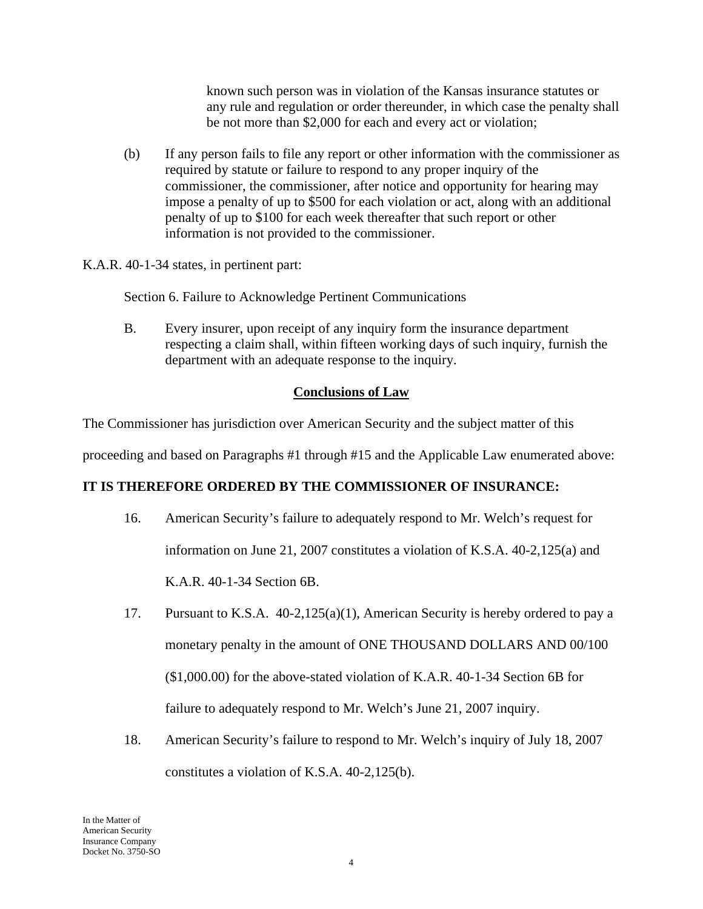known such person was in violation of the Kansas insurance statutes or any rule and regulation or order thereunder, in which case the penalty shall be not more than $2,000 for each and every act or violation;

(b) If any person fails to file any report or other information with the commissioner as required by statute or failure to respond to any proper inquiry of the commissioner, the commissioner, after notice and opportunity for hearing may impose a penalty of up to $500 for each violation or act, along with an additional penalty of up to $100 for each week thereafter that such report or other information is not provided to the commissioner.

K.A.R. 40-1-34 states, in pertinent part:

Section 6. Failure to Acknowledge Pertinent Communications

B. Every insurer, upon receipt of any inquiry form the insurance department respecting a claim shall, within fifteen working days of such inquiry, furnish the department with an adequate response to the inquiry.

## Conclusions of Law

The Commissioner has jurisdiction over American Security and the subject matter of this proceeding and based on Paragraphs #1 through #15 and the Applicable Law enumerated above:

**IT IS THEREFORE ORDERED BY THE COMMISSIONER OF INSURANCE:**

16. American Security's failure to adequately respond to Mr. Welch's request for information on June 21, 2007 constitutes a violation of K.S.A. 40-2,125(a) and K.A.R. 40-1-34 Section 6B.

17. Pursuant to K.S.A. 40-2,125(a)(1), American Security is hereby ordered to pay a monetary penalty in the amount of ONE THOUSAND DOLLARS AND 00/100 ($1,000.00) for the above-stated violation of K.A.R. 40-1-34 Section 6B for failure to adequately respond to Mr. Welch's June 21, 2007 inquiry.

18. American Security's failure to respond to Mr. Welch's inquiry of July 18, 2007 constitutes a violation of K.S.A. 40-2,125(b).

In the Matter of
American Security
Insurance Company
Docket No. 3750-SO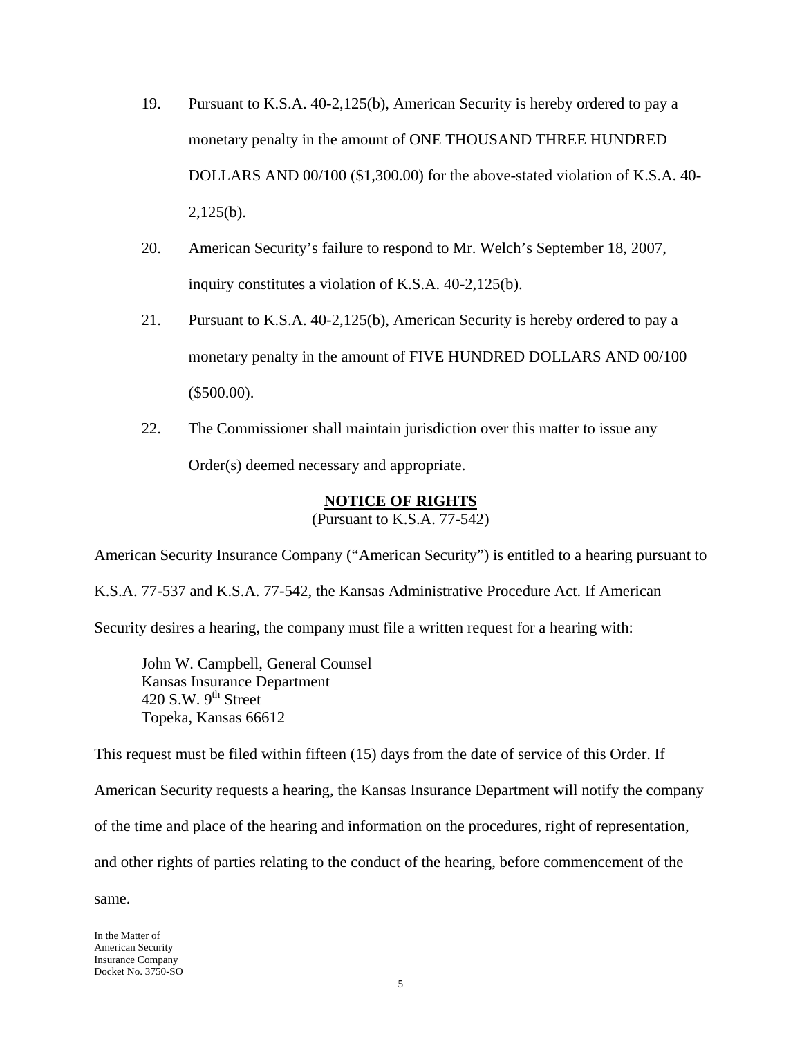19. Pursuant to K.S.A. 40-2,125(b), American Security is hereby ordered to pay a monetary penalty in the amount of ONE THOUSAND THREE HUNDRED DOLLARS AND 00/100 ($1,300.00) for the above-stated violation of K.S.A. 40-2,125(b).

20. American Security's failure to respond to Mr. Welch's September 18, 2007, inquiry constitutes a violation of K.S.A. 40-2,125(b).

21. Pursuant to K.S.A. 40-2,125(b), American Security is hereby ordered to pay a monetary penalty in the amount of FIVE HUNDRED DOLLARS AND 00/100 ($500.00).

22. The Commissioner shall maintain jurisdiction over this matter to issue any Order(s) deemed necessary and appropriate.

## NOTICE OF RIGHTS

(Pursuant to K.S.A. 77-542)

American Security Insurance Company ("American Security") is entitled to a hearing pursuant to K.S.A. 77-537 and K.S.A. 77-542, the Kansas Administrative Procedure Act. If American Security desires a hearing, the company must file a written request for a hearing with:

John W. Campbell, General Counsel
Kansas Insurance Department
420 S.W. 9th Street
Topeka, Kansas 66612

This request must be filed within fifteen (15) days from the date of service of this Order. If American Security requests a hearing, the Kansas Insurance Department will notify the company of the time and place of the hearing and information on the procedures, right of representation, and other rights of parties relating to the conduct of the hearing, before commencement of the same.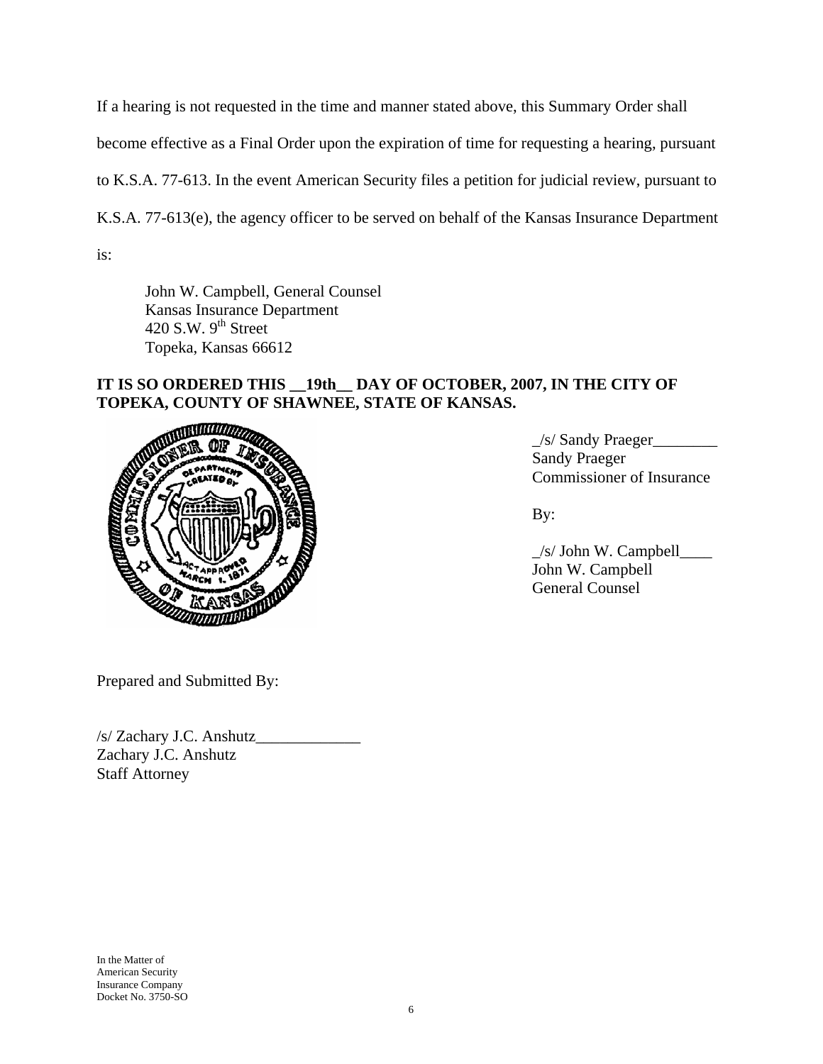If a hearing is not requested in the time and manner stated above, this Summary Order shall become effective as a Final Order upon the expiration of time for requesting a hearing, pursuant to K.S.A. 77-613. In the event American Security files a petition for judicial review, pursuant to K.S.A. 77-613(e), the agency officer to be served on behalf of the Kansas Insurance Department is:

John W. Campbell, General Counsel
Kansas Insurance Department
420 S.W. 9th Street
Topeka, Kansas 66612

**IT IS SO ORDERED THIS __19th__ DAY OF OCTOBER, 2007, IN THE CITY OF TOPEKA, COUNTY OF SHAWNEE, STATE OF KANSAS.**

_/s/ Sandy Praeger________
Sandy Praeger
Commissioner of Insurance

By:

_/s/ John W. Campbell____
John W. Campbell
General Counsel

Prepared and Submitted By:

/s/ Zachary J.C. Anshutz_____________
Zachary J.C. Anshutz
Staff Attorney

In the Matter of
American Security
Insurance Company
Docket No. 3750-SO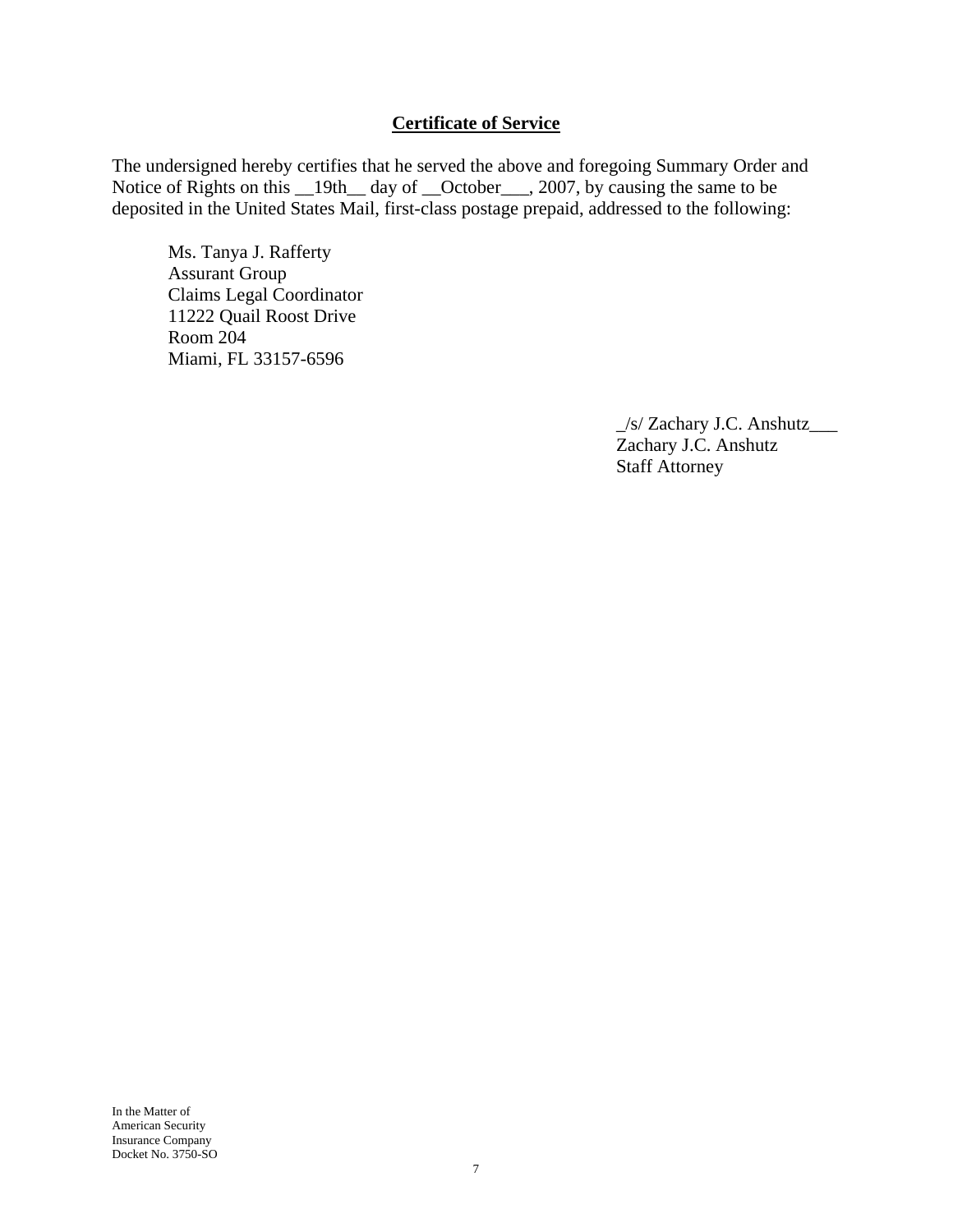**Certificate of Service**

The undersigned hereby certifies that he served the above and foregoing Summary Order and Notice of Rights on this __19th__ day of __October___, 2007, by causing the same to be deposited in the United States Mail, first-class postage prepaid, addressed to the following:

Ms. Tanya J. Rafferty
Assurant Group
Claims Legal Coordinator
11222 Quail Roost Drive
Room 204
Miami, FL 33157-6596

_/s/ Zachary J.C. Anshutz___
Zachary J.C. Anshutz
Staff Attorney